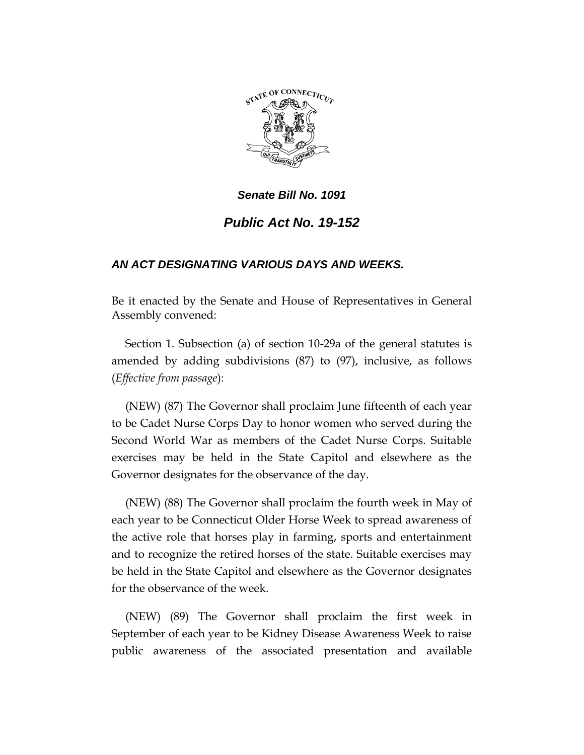***Senate Bill No. 1091***

# ***Public Act No. 19-152***

## ***AN ACT DESIGNATING VARIOUS DAYS AND WEEKS.***

Be it enacted by the Senate and House of Representatives in General Assembly convened:

Section 1. Subsection (a) of section 10-29a of the general statutes is amended by adding subdivisions (87) to (97), inclusive, as follows (*Effective from passage*):

(NEW) (87) The Governor shall proclaim June fifteenth of each year to be Cadet Nurse Corps Day to honor women who served during the Second World War as members of the Cadet Nurse Corps. Suitable exercises may be held in the State Capitol and elsewhere as the Governor designates for the observance of the day.

(NEW) (88) The Governor shall proclaim the fourth week in May of each year to be Connecticut Older Horse Week to spread awareness of the active role that horses play in farming, sports and entertainment and to recognize the retired horses of the state. Suitable exercises may be held in the State Capitol and elsewhere as the Governor designates for the observance of the week.

(NEW) (89) The Governor shall proclaim the first week in September of each year to be Kidney Disease Awareness Week to raise public awareness of the associated presentation and available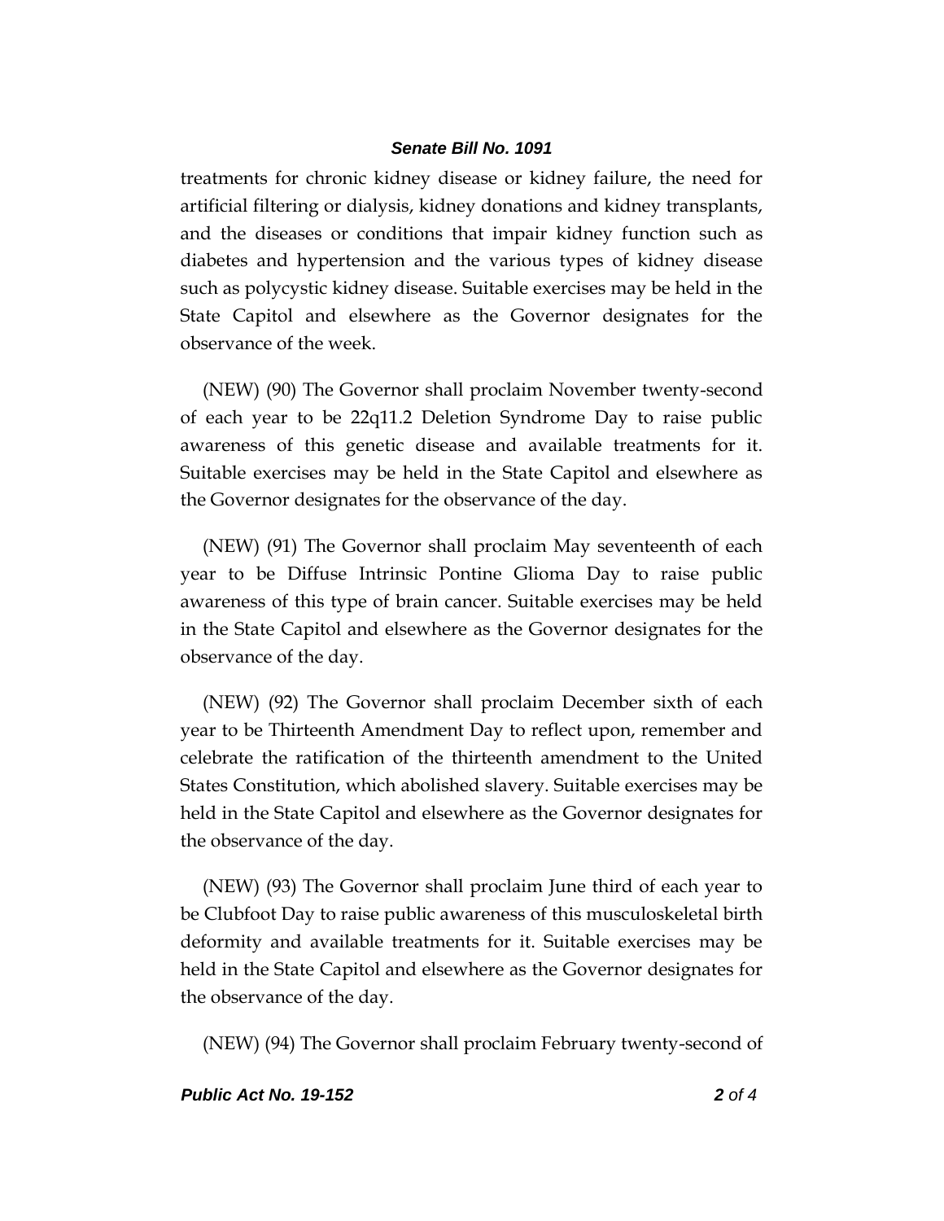treatments for chronic kidney disease or kidney failure, the need for artificial filtering or dialysis, kidney donations and kidney transplants, and the diseases or conditions that impair kidney function such as diabetes and hypertension and the various types of kidney disease such as polycystic kidney disease. Suitable exercises may be held in the State Capitol and elsewhere as the Governor designates for the observance of the week.

(NEW) (90) The Governor shall proclaim November twenty-second of each year to be 22q11.2 Deletion Syndrome Day to raise public awareness of this genetic disease and available treatments for it. Suitable exercises may be held in the State Capitol and elsewhere as the Governor designates for the observance of the day.

(NEW) (91) The Governor shall proclaim May seventeenth of each year to be Diffuse Intrinsic Pontine Glioma Day to raise public awareness of this type of brain cancer. Suitable exercises may be held in the State Capitol and elsewhere as the Governor designates for the observance of the day.

(NEW) (92) The Governor shall proclaim December sixth of each year to be Thirteenth Amendment Day to reflect upon, remember and celebrate the ratification of the thirteenth amendment to the United States Constitution, which abolished slavery. Suitable exercises may be held in the State Capitol and elsewhere as the Governor designates for the observance of the day.

(NEW) (93) The Governor shall proclaim June third of each year to be Clubfoot Day to raise public awareness of this musculoskeletal birth deformity and available treatments for it. Suitable exercises may be held in the State Capitol and elsewhere as the Governor designates for the observance of the day.

(NEW) (94) The Governor shall proclaim February twenty-second of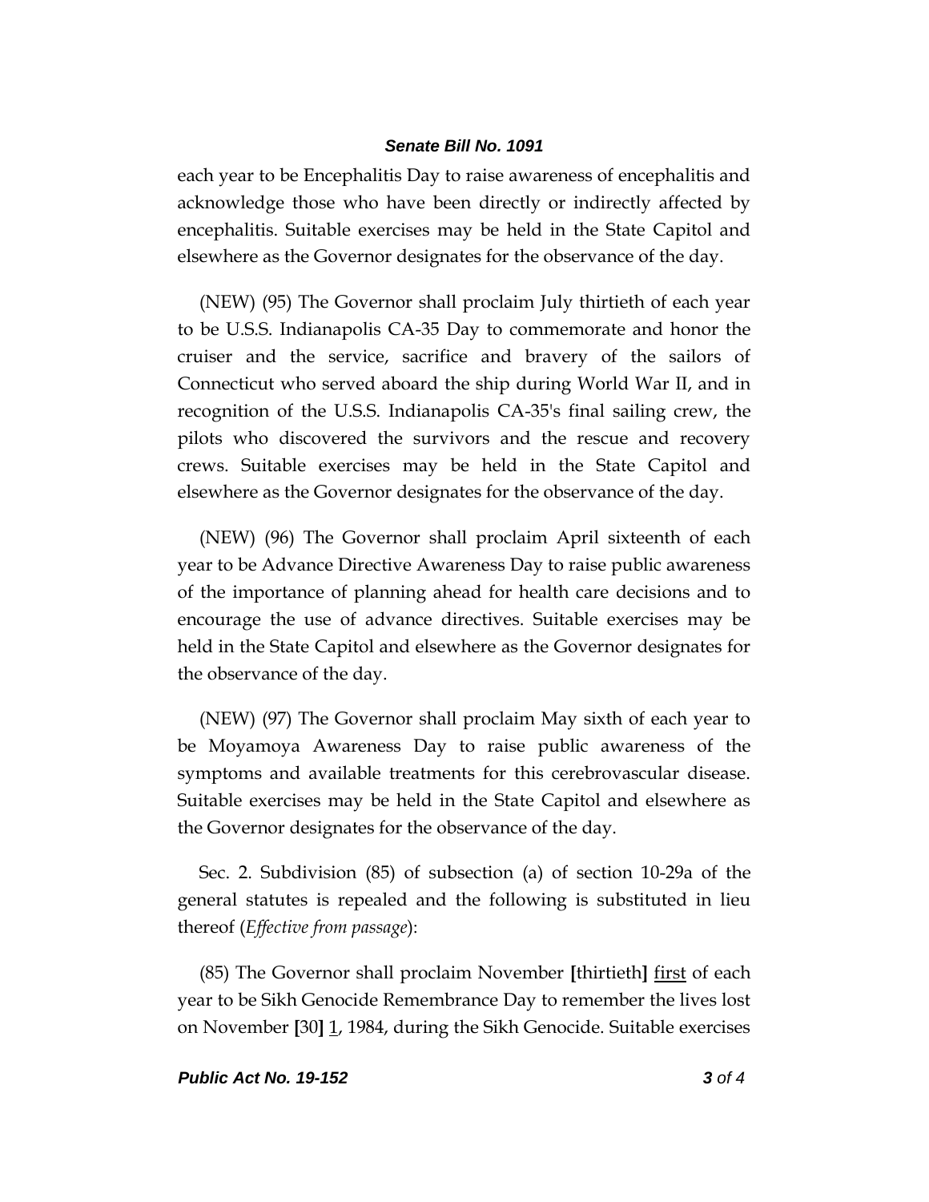each year to be Encephalitis Day to raise awareness of encephalitis and acknowledge those who have been directly or indirectly affected by encephalitis. Suitable exercises may be held in the State Capitol and elsewhere as the Governor designates for the observance of the day.

(NEW) (95) The Governor shall proclaim July thirtieth of each year to be U.S.S. Indianapolis CA-35 Day to commemorate and honor the cruiser and the service, sacrifice and bravery of the sailors of Connecticut who served aboard the ship during World War II, and in recognition of the U.S.S. Indianapolis CA-35's final sailing crew, the pilots who discovered the survivors and the rescue and recovery crews. Suitable exercises may be held in the State Capitol and elsewhere as the Governor designates for the observance of the day.

(NEW) (96) The Governor shall proclaim April sixteenth of each year to be Advance Directive Awareness Day to raise public awareness of the importance of planning ahead for health care decisions and to encourage the use of advance directives. Suitable exercises may be held in the State Capitol and elsewhere as the Governor designates for the observance of the day.

(NEW) (97) The Governor shall proclaim May sixth of each year to be Moyamoya Awareness Day to raise public awareness of the symptoms and available treatments for this cerebrovascular disease. Suitable exercises may be held in the State Capitol and elsewhere as the Governor designates for the observance of the day.

Sec. 2. Subdivision (85) of subsection (a) of section 10-29a of the general statutes is repealed and the following is substituted in lieu thereof (*Effective from passage*):

(85) The Governor shall proclaim November **[**thirtieth**]** <u>first</u> of each year to be Sikh Genocide Remembrance Day to remember the lives lost on November **[**30**]** <u>1</u>, 1984, during the Sikh Genocide. Suitable exercises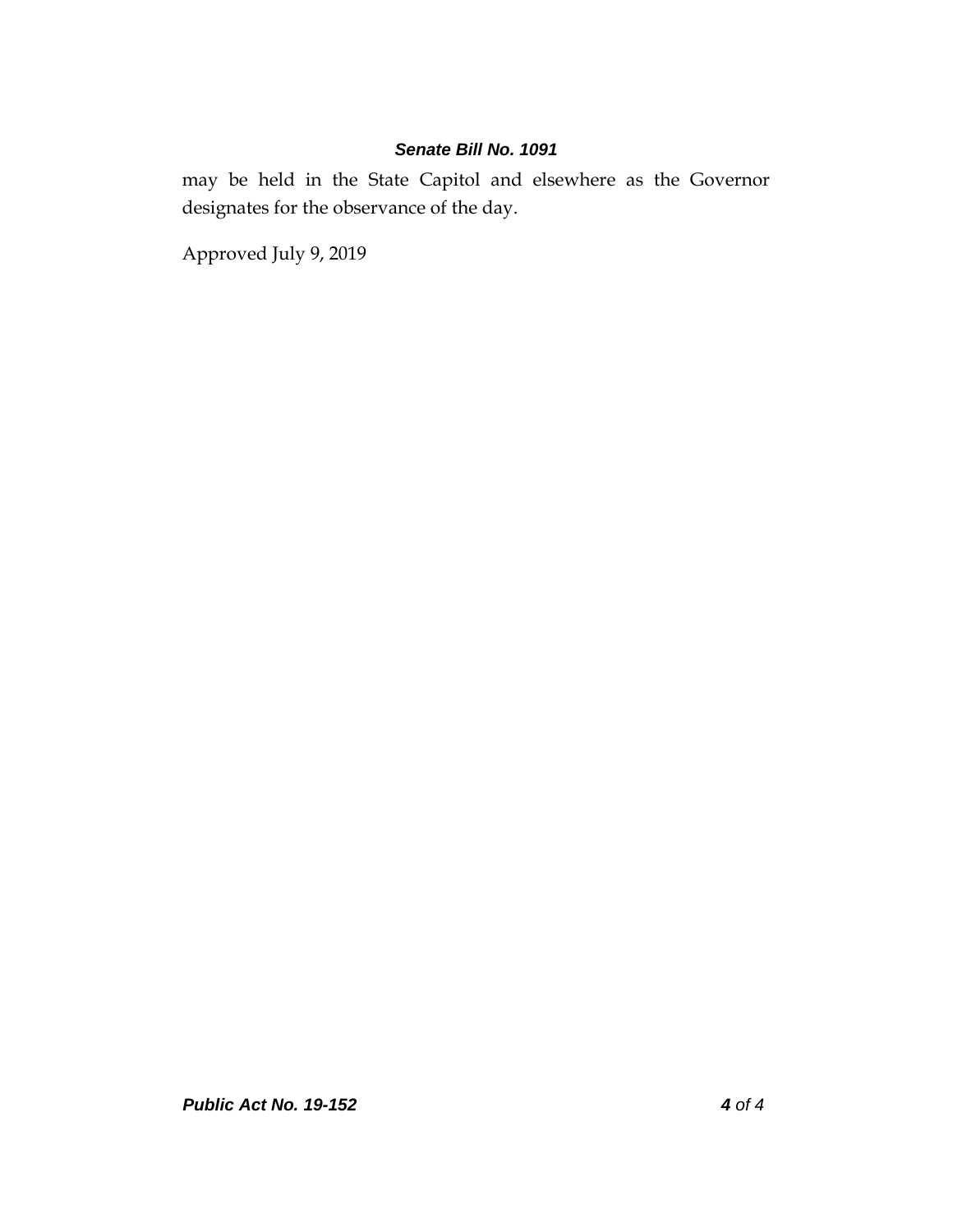may be held in the State Capitol and elsewhere as the Governor designates for the observance of the day.

Approved July 9, 2019